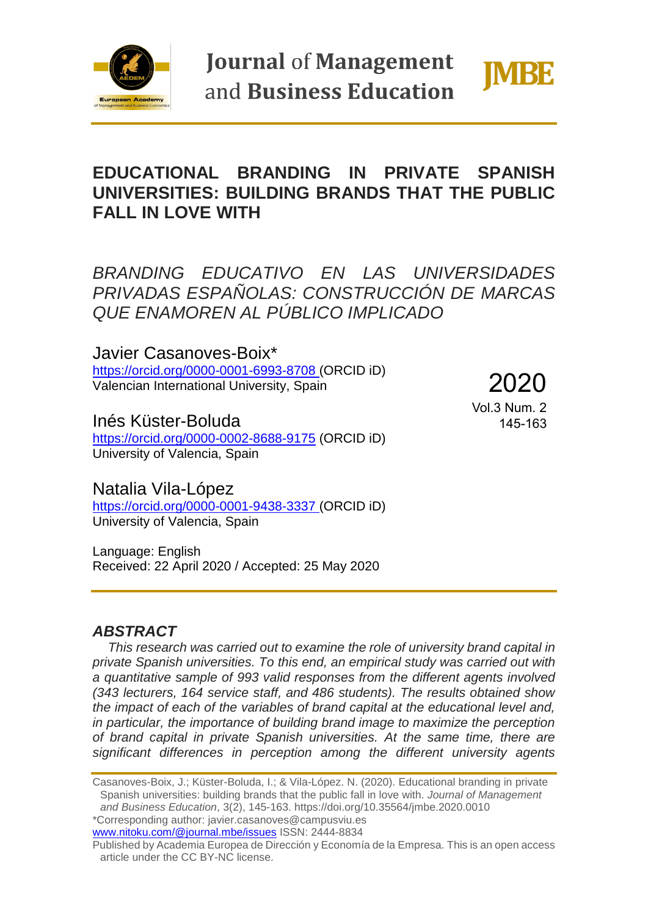# EDUCATIONAL BRANDING IN PRIVATE SPANISH UNIVERSITIES: BUILDING BRANDS THAT THE PUBLIC FALL IN LOVE WITH

*BRANDING EDUCATIVO EN LAS UNIVERSIDADES PRIVADAS ESPAÑOLAS: CONSTRUCCIÓN DE MARCAS QUE ENAMOREN AL PÚBLICO IMPLICADO*

Javier Casanoves-Boix*
https://orcid.org/0000-0001-6993-8708 (ORCID iD)
Valencian International University, Spain

Inés Küster-Boluda
https://orcid.org/0000-0002-8688-9175 (ORCID iD)
University of Valencia, Spain

Natalia Vila-López
https://orcid.org/0000-0001-9438-3337 (ORCID iD)
University of Valencia, Spain

2020
Vol.3 Num. 2
145-163

Language: English
Received: 22 April 2020 / Accepted: 25 May 2020

## *ABSTRACT*

*This research was carried out to examine the role of university brand capital in private Spanish universities. To this end, an empirical study was carried out with a quantitative sample of 993 valid responses from the different agents involved (343 lecturers, 164 service staff, and 486 students). The results obtained show the impact of each of the variables of brand capital at the educational level and, in particular, the importance of building brand image to maximize the perception of brand capital in private Spanish universities. At the same time, there are significant differences in perception among the different university agents*

Casanoves-Boix, J.; Küster-Boluda, I.; & Vila-López. N. (2020). Educational branding in private Spanish universities: building brands that the public fall in love with. *Journal of Management and Business Education*, 3(2), 145-163. https://doi.org/10.35564/jmbe.2020.0010
*Corresponding author: javier.casanoves@campusviu.es
www.nitoku.com/@journal.mbe/issues ISSN: 2444-8834
Published by Academia Europea de Dirección y Economía de la Empresa. This is an open access article under the CC BY-NC license.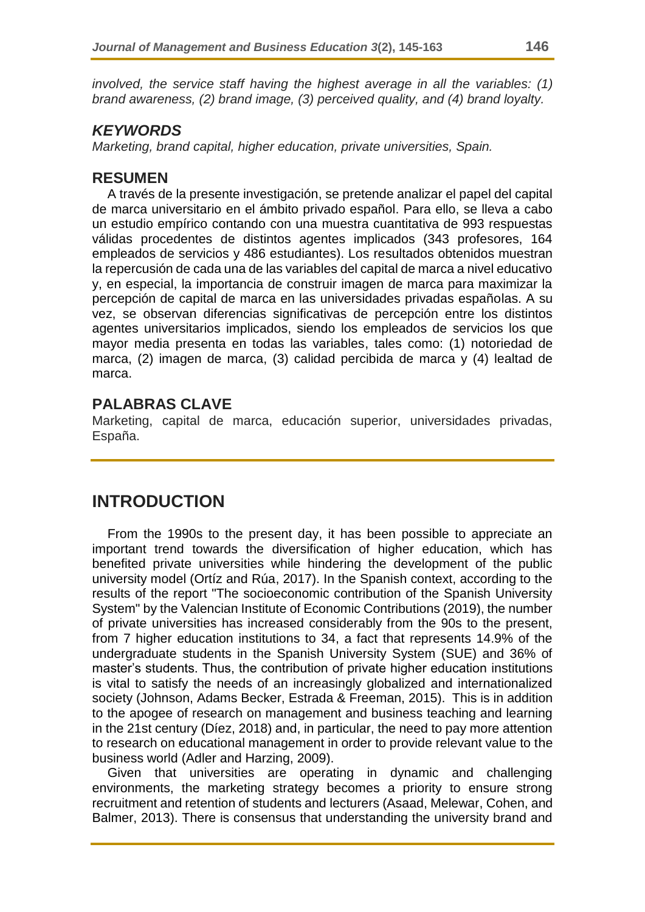*involved, the service staff having the highest average in all the variables: (1) brand awareness, (2) brand image, (3) perceived quality, and (4) brand loyalty.*

### *KEYWORDS*

*Marketing, brand capital, higher education, private universities, Spain.*

### RESUMEN

A través de la presente investigación, se pretende analizar el papel del capital de marca universitario en el ámbito privado español. Para ello, se lleva a cabo un estudio empírico contando con una muestra cuantitativa de 993 respuestas válidas procedentes de distintos agentes implicados (343 profesores, 164 empleados de servicios y 486 estudiantes). Los resultados obtenidos muestran la repercusión de cada una de las variables del capital de marca a nivel educativo y, en especial, la importancia de construir imagen de marca para maximizar la percepción de capital de marca en las universidades privadas españolas. A su vez, se observan diferencias significativas de percepción entre los distintos agentes universitarios implicados, siendo los empleados de servicios los que mayor media presenta en todas las variables, tales como: (1) notoriedad de marca, (2) imagen de marca, (3) calidad percibida de marca y (4) lealtad de marca.

### PALABRAS CLAVE

Marketing, capital de marca, educación superior, universidades privadas, España.

## INTRODUCTION

From the 1990s to the present day, it has been possible to appreciate an important trend towards the diversification of higher education, which has benefited private universities while hindering the development of the public university model (Ortíz and Rúa, 2017). In the Spanish context, according to the results of the report "The socioeconomic contribution of the Spanish University System" by the Valencian Institute of Economic Contributions (2019), the number of private universities has increased considerably from the 90s to the present, from 7 higher education institutions to 34, a fact that represents 14.9% of the undergraduate students in the Spanish University System (SUE) and 36% of master's students. Thus, the contribution of private higher education institutions is vital to satisfy the needs of an increasingly globalized and internationalized society (Johnson, Adams Becker, Estrada & Freeman, 2015). This is in addition to the apogee of research on management and business teaching and learning in the 21st century (Díez, 2018) and, in particular, the need to pay more attention to research on educational management in order to provide relevant value to the business world (Adler and Harzing, 2009).

Given that universities are operating in dynamic and challenging environments, the marketing strategy becomes a priority to ensure strong recruitment and retention of students and lecturers (Asaad, Melewar, Cohen, and Balmer, 2013). There is consensus that understanding the university brand and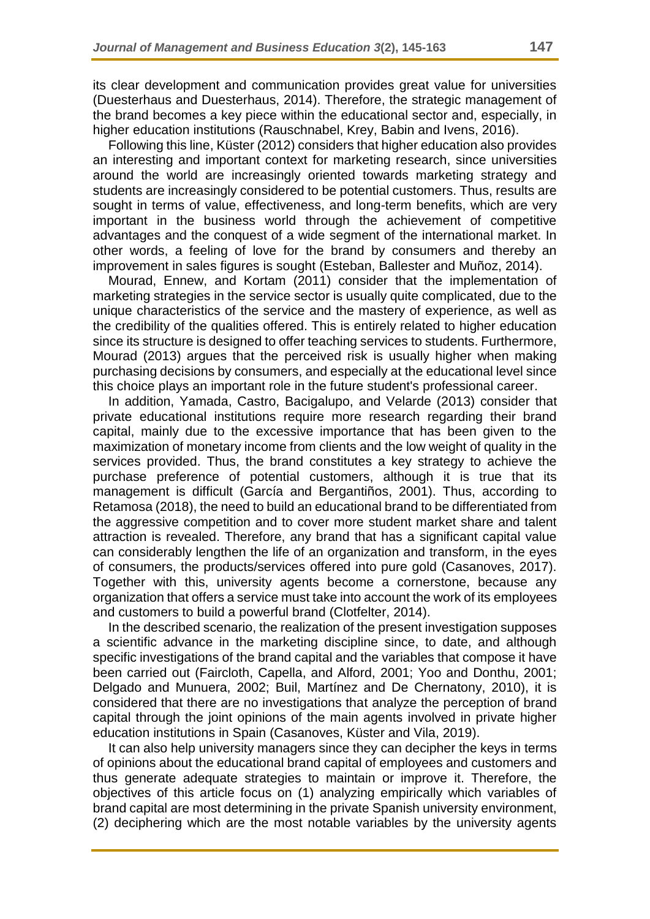its clear development and communication provides great value for universities (Duesterhaus and Duesterhaus, 2014). Therefore, the strategic management of the brand becomes a key piece within the educational sector and, especially, in higher education institutions (Rauschnabel, Krey, Babin and Ivens, 2016).

Following this line, Küster (2012) considers that higher education also provides an interesting and important context for marketing research, since universities around the world are increasingly oriented towards marketing strategy and students are increasingly considered to be potential customers. Thus, results are sought in terms of value, effectiveness, and long-term benefits, which are very important in the business world through the achievement of competitive advantages and the conquest of a wide segment of the international market. In other words, a feeling of love for the brand by consumers and thereby an improvement in sales figures is sought (Esteban, Ballester and Muñoz, 2014).

Mourad, Ennew, and Kortam (2011) consider that the implementation of marketing strategies in the service sector is usually quite complicated, due to the unique characteristics of the service and the mastery of experience, as well as the credibility of the qualities offered. This is entirely related to higher education since its structure is designed to offer teaching services to students. Furthermore, Mourad (2013) argues that the perceived risk is usually higher when making purchasing decisions by consumers, and especially at the educational level since this choice plays an important role in the future student's professional career.

In addition, Yamada, Castro, Bacigalupo, and Velarde (2013) consider that private educational institutions require more research regarding their brand capital, mainly due to the excessive importance that has been given to the maximization of monetary income from clients and the low weight of quality in the services provided. Thus, the brand constitutes a key strategy to achieve the purchase preference of potential customers, although it is true that its management is difficult (García and Bergantiños, 2001). Thus, according to Retamosa (2018), the need to build an educational brand to be differentiated from the aggressive competition and to cover more student market share and talent attraction is revealed. Therefore, any brand that has a significant capital value can considerably lengthen the life of an organization and transform, in the eyes of consumers, the products/services offered into pure gold (Casanoves, 2017). Together with this, university agents become a cornerstone, because any organization that offers a service must take into account the work of its employees and customers to build a powerful brand (Clotfelter, 2014).

In the described scenario, the realization of the present investigation supposes a scientific advance in the marketing discipline since, to date, and although specific investigations of the brand capital and the variables that compose it have been carried out (Faircloth, Capella, and Alford, 2001; Yoo and Donthu, 2001; Delgado and Munuera, 2002; Buil, Martínez and De Chernatony, 2010), it is considered that there are no investigations that analyze the perception of brand capital through the joint opinions of the main agents involved in private higher education institutions in Spain (Casanoves, Küster and Vila, 2019).

It can also help university managers since they can decipher the keys in terms of opinions about the educational brand capital of employees and customers and thus generate adequate strategies to maintain or improve it. Therefore, the objectives of this article focus on (1) analyzing empirically which variables of brand capital are most determining in the private Spanish university environment, (2) deciphering which are the most notable variables by the university agents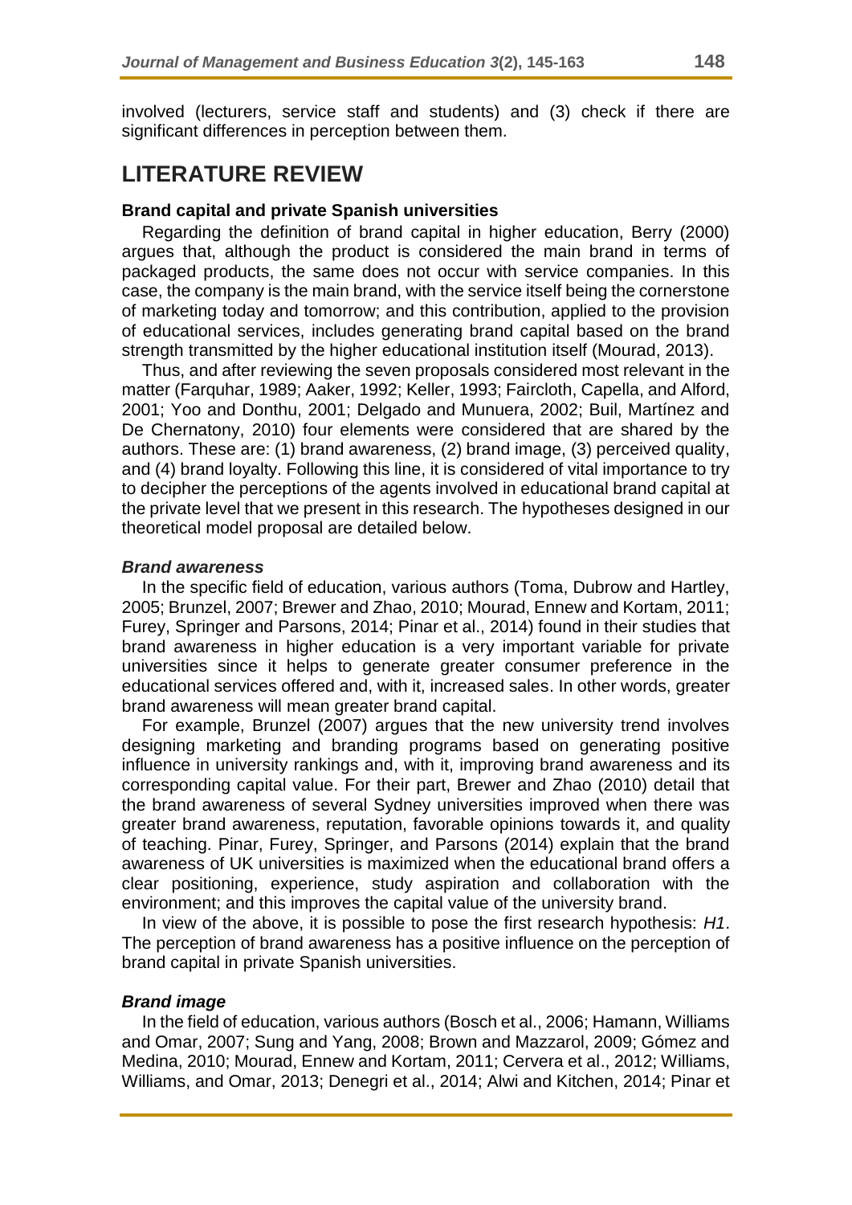involved (lecturers, service staff and students) and (3) check if there are significant differences in perception between them.

# LITERATURE REVIEW

### Brand capital and private Spanish universities

Regarding the definition of brand capital in higher education, Berry (2000) argues that, although the product is considered the main brand in terms of packaged products, the same does not occur with service companies. In this case, the company is the main brand, with the service itself being the cornerstone of marketing today and tomorrow; and this contribution, applied to the provision of educational services, includes generating brand capital based on the brand strength transmitted by the higher educational institution itself (Mourad, 2013).

Thus, and after reviewing the seven proposals considered most relevant in the matter (Farquhar, 1989; Aaker, 1992; Keller, 1993; Faircloth, Capella, and Alford, 2001; Yoo and Donthu, 2001; Delgado and Munuera, 2002; Buil, Martínez and De Chernatony, 2010) four elements were considered that are shared by the authors. These are: (1) brand awareness, (2) brand image, (3) perceived quality, and (4) brand loyalty. Following this line, it is considered of vital importance to try to decipher the perceptions of the agents involved in educational brand capital at the private level that we present in this research. The hypotheses designed in our theoretical model proposal are detailed below.

#### *Brand awareness*

In the specific field of education, various authors (Toma, Dubrow and Hartley, 2005; Brunzel, 2007; Brewer and Zhao, 2010; Mourad, Ennew and Kortam, 2011; Furey, Springer and Parsons, 2014; Pinar et al., 2014) found in their studies that brand awareness in higher education is a very important variable for private universities since it helps to generate greater consumer preference in the educational services offered and, with it, increased sales. In other words, greater brand awareness will mean greater brand capital.

For example, Brunzel (2007) argues that the new university trend involves designing marketing and branding programs based on generating positive influence in university rankings and, with it, improving brand awareness and its corresponding capital value. For their part, Brewer and Zhao (2010) detail that the brand awareness of several Sydney universities improved when there was greater brand awareness, reputation, favorable opinions towards it, and quality of teaching. Pinar, Furey, Springer, and Parsons (2014) explain that the brand awareness of UK universities is maximized when the educational brand offers a clear positioning, experience, study aspiration and collaboration with the environment; and this improves the capital value of the university brand.

In view of the above, it is possible to pose the first research hypothesis: *H1*. The perception of brand awareness has a positive influence on the perception of brand capital in private Spanish universities.

#### *Brand image*

In the field of education, various authors (Bosch et al., 2006; Hamann, Williams and Omar, 2007; Sung and Yang, 2008; Brown and Mazzarol, 2009; Gómez and Medina, 2010; Mourad, Ennew and Kortam, 2011; Cervera et al., 2012; Williams, Williams, and Omar, 2013; Denegri et al., 2014; Alwi and Kitchen, 2014; Pinar et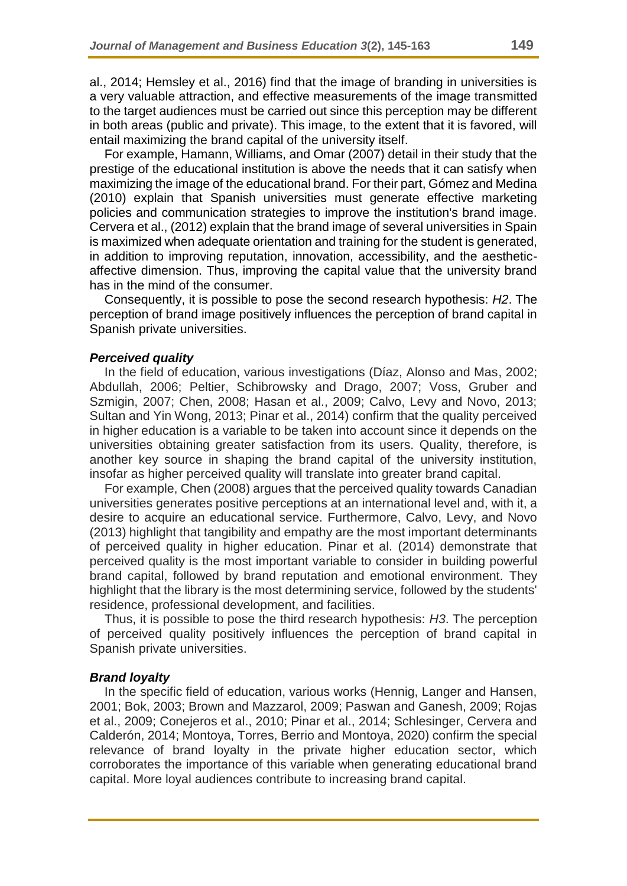al., 2014; Hemsley et al., 2016) find that the image of branding in universities is a very valuable attraction, and effective measurements of the image transmitted to the target audiences must be carried out since this perception may be different in both areas (public and private). This image, to the extent that it is favored, will entail maximizing the brand capital of the university itself.

For example, Hamann, Williams, and Omar (2007) detail in their study that the prestige of the educational institution is above the needs that it can satisfy when maximizing the image of the educational brand. For their part, Gómez and Medina (2010) explain that Spanish universities must generate effective marketing policies and communication strategies to improve the institution's brand image. Cervera et al., (2012) explain that the brand image of several universities in Spain is maximized when adequate orientation and training for the student is generated, in addition to improving reputation, innovation, accessibility, and the aesthetic-affective dimension. Thus, improving the capital value that the university brand has in the mind of the consumer.

Consequently, it is possible to pose the second research hypothesis: *H2*. The perception of brand image positively influences the perception of brand capital in Spanish private universities.

### *Perceived quality*

In the field of education, various investigations (Díaz, Alonso and Mas, 2002; Abdullah, 2006; Peltier, Schibrowsky and Drago, 2007; Voss, Gruber and Szmigin, 2007; Chen, 2008; Hasan et al., 2009; Calvo, Levy and Novo, 2013; Sultan and Yin Wong, 2013; Pinar et al., 2014) confirm that the quality perceived in higher education is a variable to be taken into account since it depends on the universities obtaining greater satisfaction from its users. Quality, therefore, is another key source in shaping the brand capital of the university institution, insofar as higher perceived quality will translate into greater brand capital.

For example, Chen (2008) argues that the perceived quality towards Canadian universities generates positive perceptions at an international level and, with it, a desire to acquire an educational service. Furthermore, Calvo, Levy, and Novo (2013) highlight that tangibility and empathy are the most important determinants of perceived quality in higher education. Pinar et al. (2014) demonstrate that perceived quality is the most important variable to consider in building powerful brand capital, followed by brand reputation and emotional environment. They highlight that the library is the most determining service, followed by the students' residence, professional development, and facilities.

Thus, it is possible to pose the third research hypothesis: *H3*. The perception of perceived quality positively influences the perception of brand capital in Spanish private universities.

### *Brand loyalty*

In the specific field of education, various works (Hennig, Langer and Hansen, 2001; Bok, 2003; Brown and Mazzarol, 2009; Paswan and Ganesh, 2009; Rojas et al., 2009; Conejeros et al., 2010; Pinar et al., 2014; Schlesinger, Cervera and Calderón, 2014; Montoya, Torres, Berrio and Montoya, 2020) confirm the special relevance of brand loyalty in the private higher education sector, which corroborates the importance of this variable when generating educational brand capital. More loyal audiences contribute to increasing brand capital.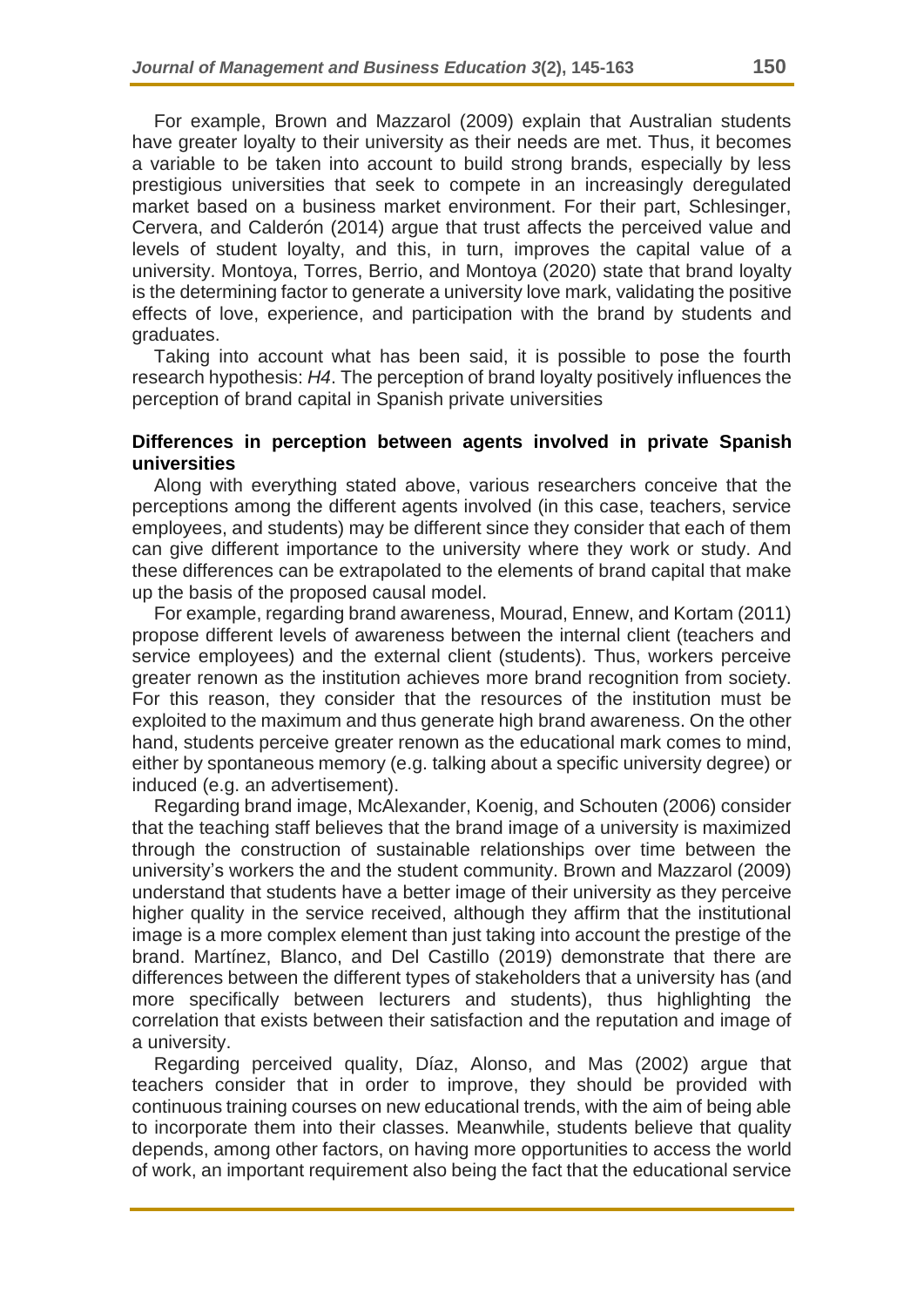For example, Brown and Mazzarol (2009) explain that Australian students have greater loyalty to their university as their needs are met. Thus, it becomes a variable to be taken into account to build strong brands, especially by less prestigious universities that seek to compete in an increasingly deregulated market based on a business market environment. For their part, Schlesinger, Cervera, and Calderón (2014) argue that trust affects the perceived value and levels of student loyalty, and this, in turn, improves the capital value of a university. Montoya, Torres, Berrio, and Montoya (2020) state that brand loyalty is the determining factor to generate a university love mark, validating the positive effects of love, experience, and participation with the brand by students and graduates.

Taking into account what has been said, it is possible to pose the fourth research hypothesis: *H4*. The perception of brand loyalty positively influences the perception of brand capital in Spanish private universities

**Differences in perception between agents involved in private Spanish universities**

Along with everything stated above, various researchers conceive that the perceptions among the different agents involved (in this case, teachers, service employees, and students) may be different since they consider that each of them can give different importance to the university where they work or study. And these differences can be extrapolated to the elements of brand capital that make up the basis of the proposed causal model.

For example, regarding brand awareness, Mourad, Ennew, and Kortam (2011) propose different levels of awareness between the internal client (teachers and service employees) and the external client (students). Thus, workers perceive greater renown as the institution achieves more brand recognition from society. For this reason, they consider that the resources of the institution must be exploited to the maximum and thus generate high brand awareness. On the other hand, students perceive greater renown as the educational mark comes to mind, either by spontaneous memory (e.g. talking about a specific university degree) or induced (e.g. an advertisement).

Regarding brand image, McAlexander, Koenig, and Schouten (2006) consider that the teaching staff believes that the brand image of a university is maximized through the construction of sustainable relationships over time between the university's workers the and the student community. Brown and Mazzarol (2009) understand that students have a better image of their university as they perceive higher quality in the service received, although they affirm that the institutional image is a more complex element than just taking into account the prestige of the brand. Martínez, Blanco, and Del Castillo (2019) demonstrate that there are differences between the different types of stakeholders that a university has (and more specifically between lecturers and students), thus highlighting the correlation that exists between their satisfaction and the reputation and image of a university.

Regarding perceived quality, Díaz, Alonso, and Mas (2002) argue that teachers consider that in order to improve, they should be provided with continuous training courses on new educational trends, with the aim of being able to incorporate them into their classes. Meanwhile, students believe that quality depends, among other factors, on having more opportunities to access the world of work, an important requirement also being the fact that the educational service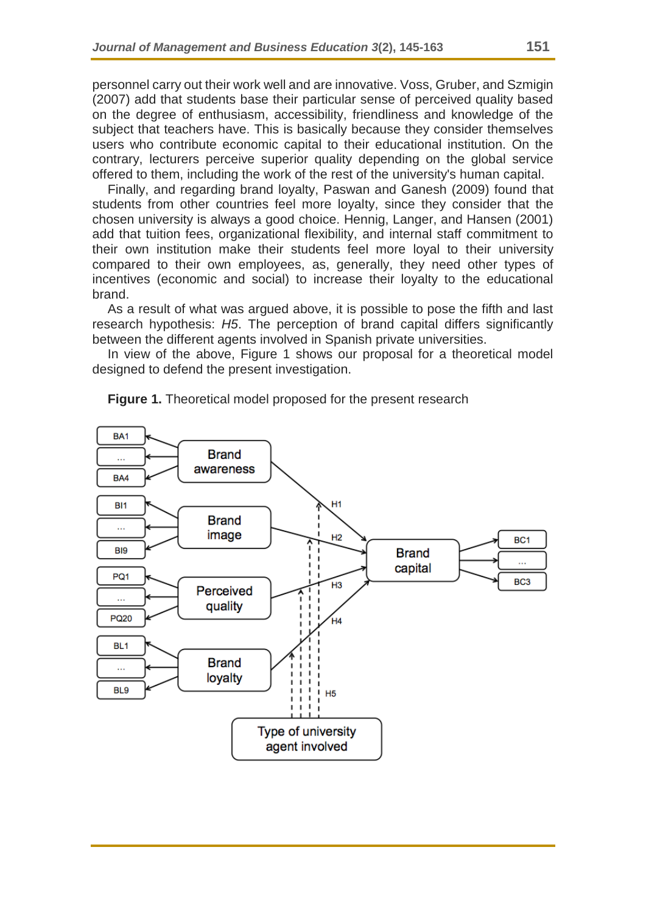personnel carry out their work well and are innovative. Voss, Gruber, and Szmigin (2007) add that students base their particular sense of perceived quality based on the degree of enthusiasm, accessibility, friendliness and knowledge of the subject that teachers have. This is basically because they consider themselves users who contribute economic capital to their educational institution. On the contrary, lecturers perceive superior quality depending on the global service offered to them, including the work of the rest of the university's human capital.

Finally, and regarding brand loyalty, Paswan and Ganesh (2009) found that students from other countries feel more loyalty, since they consider that the chosen university is always a good choice. Hennig, Langer, and Hansen (2001) add that tuition fees, organizational flexibility, and internal staff commitment to their own institution make their students feel more loyal to their university compared to their own employees, as, generally, they need other types of incentives (economic and social) to increase their loyalty to the educational brand.

As a result of what was argued above, it is possible to pose the fifth and last research hypothesis: *H5*. The perception of brand capital differs significantly between the different agents involved in Spanish private universities.

In view of the above, Figure 1 shows our proposal for a theoretical model designed to defend the present investigation.

**Figure 1.** Theoretical model proposed for the present research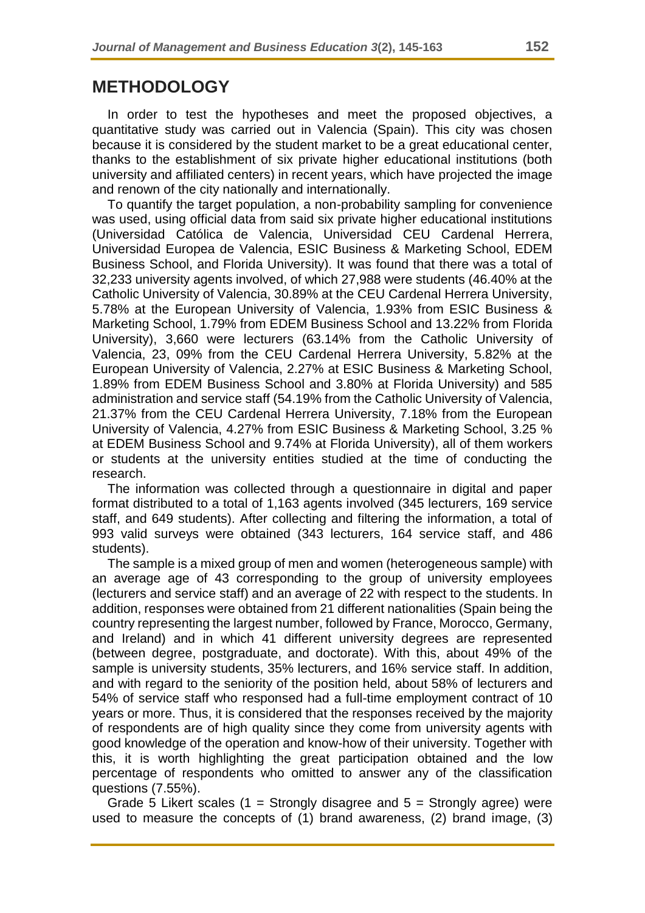## METHODOLOGY

In order to test the hypotheses and meet the proposed objectives, a quantitative study was carried out in Valencia (Spain). This city was chosen because it is considered by the student market to be a great educational center, thanks to the establishment of six private higher educational institutions (both university and affiliated centers) in recent years, which have projected the image and renown of the city nationally and internationally.

To quantify the target population, a non-probability sampling for convenience was used, using official data from said six private higher educational institutions (Universidad Católica de Valencia, Universidad CEU Cardenal Herrera, Universidad Europea de Valencia, ESIC Business & Marketing School, EDEM Business School, and Florida University). It was found that there was a total of 32,233 university agents involved, of which 27,988 were students (46.40% at the Catholic University of Valencia, 30.89% at the CEU Cardenal Herrera University, 5.78% at the European University of Valencia, 1.93% from ESIC Business & Marketing School, 1.79% from EDEM Business School and 13.22% from Florida University), 3,660 were lecturers (63.14% from the Catholic University of Valencia, 23, 09% from the CEU Cardenal Herrera University, 5.82% at the European University of Valencia, 2.27% at ESIC Business & Marketing School, 1.89% from EDEM Business School and 3.80% at Florida University) and 585 administration and service staff (54.19% from the Catholic University of Valencia, 21.37% from the CEU Cardenal Herrera University, 7.18% from the European University of Valencia, 4.27% from ESIC Business & Marketing School, 3.25 % at EDEM Business School and 9.74% at Florida University), all of them workers or students at the university entities studied at the time of conducting the research.

The information was collected through a questionnaire in digital and paper format distributed to a total of 1,163 agents involved (345 lecturers, 169 service staff, and 649 students). After collecting and filtering the information, a total of 993 valid surveys were obtained (343 lecturers, 164 service staff, and 486 students).

The sample is a mixed group of men and women (heterogeneous sample) with an average age of 43 corresponding to the group of university employees (lecturers and service staff) and an average of 22 with respect to the students. In addition, responses were obtained from 21 different nationalities (Spain being the country representing the largest number, followed by France, Morocco, Germany, and Ireland) and in which 41 different university degrees are represented (between degree, postgraduate, and doctorate). With this, about 49% of the sample is university students, 35% lecturers, and 16% service staff. In addition, and with regard to the seniority of the position held, about 58% of lecturers and 54% of service staff who responsed had a full-time employment contract of 10 years or more. Thus, it is considered that the responses received by the majority of respondents are of high quality since they come from university agents with good knowledge of the operation and know-how of their university. Together with this, it is worth highlighting the great participation obtained and the low percentage of respondents who omitted to answer any of the classification questions (7.55%).

Grade 5 Likert scales (1 = Strongly disagree and 5 = Strongly agree) were used to measure the concepts of (1) brand awareness, (2) brand image, (3)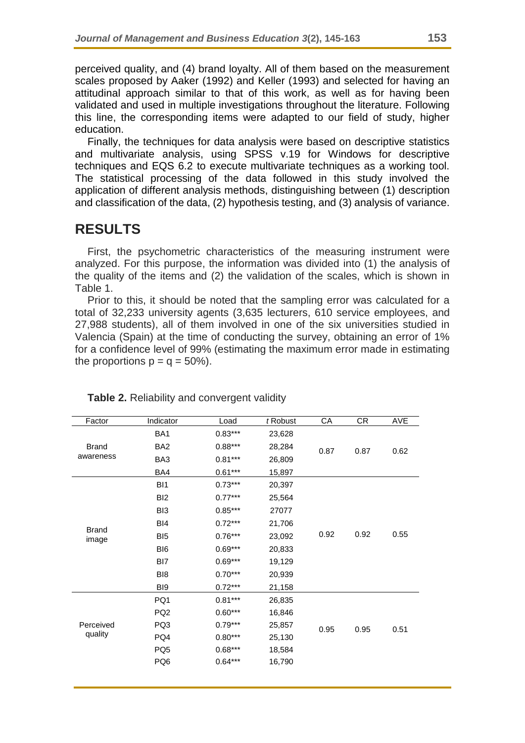perceived quality, and (4) brand loyalty. All of them based on the measurement scales proposed by Aaker (1992) and Keller (1993) and selected for having an attitudinal approach similar to that of this work, as well as for having been validated and used in multiple investigations throughout the literature. Following this line, the corresponding items were adapted to our field of study, higher education.

Finally, the techniques for data analysis were based on descriptive statistics and multivariate analysis, using SPSS v.19 for Windows for descriptive techniques and EQS 6.2 to execute multivariate techniques as a working tool. The statistical processing of the data followed in this study involved the application of different analysis methods, distinguishing between (1) description and classification of the data, (2) hypothesis testing, and (3) analysis of variance.

## RESULTS

First, the psychometric characteristics of the measuring instrument were analyzed. For this purpose, the information was divided into (1) the analysis of the quality of the items and (2) the validation of the scales, which is shown in Table 1.

Prior to this, it should be noted that the sampling error was calculated for a total of 32,233 university agents (3,635 lecturers, 610 service employees, and 27,988 students), all of them involved in one of the six universities studied in Valencia (Spain) at the time of conducting the survey, obtaining an error of 1% for a confidence level of 99% (estimating the maximum error made in estimating the proportions p = q = 50%).

**Table 2.** Reliability and convergent validity

| Factor | Indicator | Load | *t* Robust | CA | CR | AVE |
|---|---|---|---|---|---|---|
| Brand awareness | BA1 | 0.83*** | 23,628 | 0.87 | 0.87 | 0.62 |
| | BA2 | 0.88*** | 28,284 | | | |
| | BA3 | 0.81*** | 26,809 | | | |
| | BA4 | 0.61*** | 15,897 | | | |
| Brand image | BI1 | 0.73*** | 20,397 | 0.92 | 0.92 | 0.55 |
| | BI2 | 0.77*** | 25,564 | | | |
| | BI3 | 0.85*** | 27077 | | | |
| | BI4 | 0.72*** | 21,706 | | | |
| | BI5 | 0.76*** | 23,092 | | | |
| | BI6 | 0.69*** | 20,833 | | | |
| | BI7 | 0.69*** | 19,129 | | | |
| | BI8 | 0.70*** | 20,939 | | | |
| | BI9 | 0.72*** | 21,158 | | | |
| Perceived quality | PQ1 | 0.81*** | 26,835 | 0.95 | 0.95 | 0.51 |
| | PQ2 | 0.60*** | 16,846 | | | |
| | PQ3 | 0.79*** | 25,857 | | | |
| | PQ4 | 0.80*** | 25,130 | | | |
| | PQ5 | 0.68*** | 18,584 | | | |
| | PQ6 | 0.64*** | 16,790 | | | |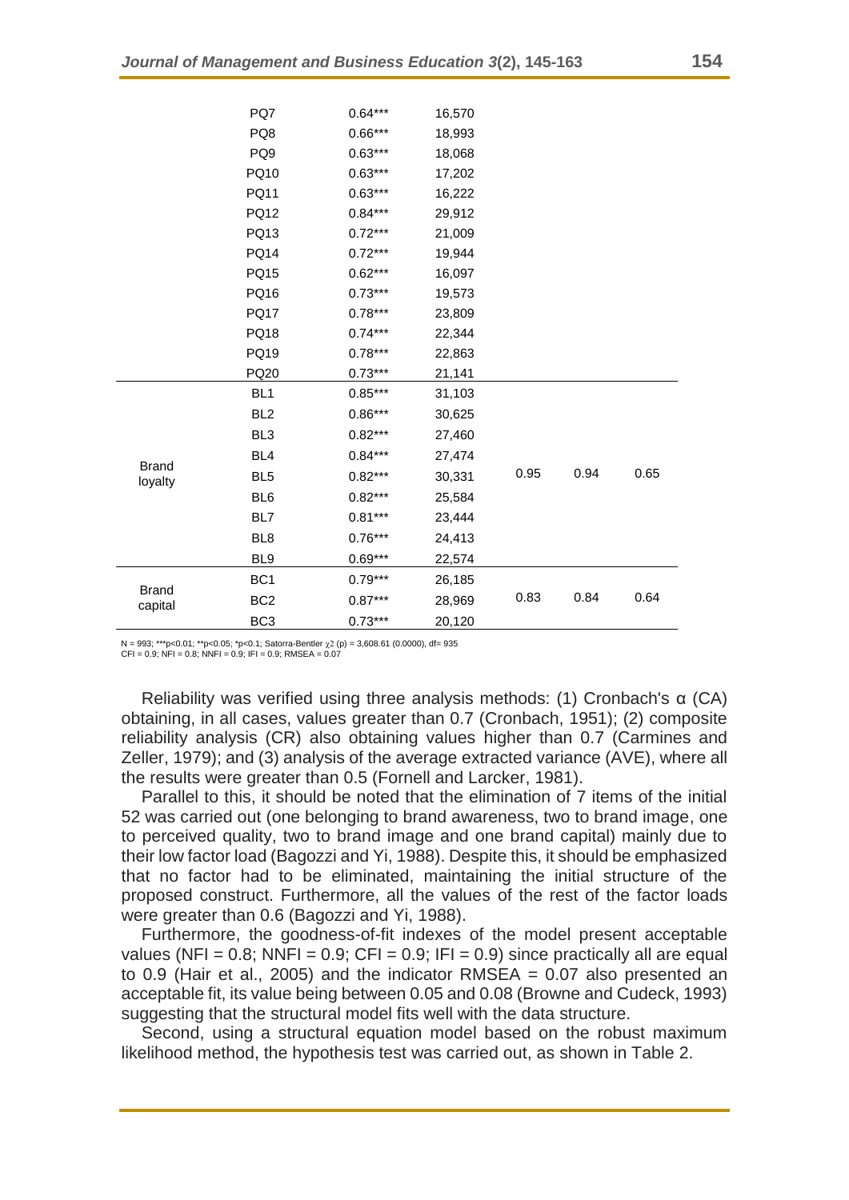|  | PQ7 | 0.64*** | 16,570 |  |  |  |
|---|---|---|---|---|---|---|
|  | PQ8 | 0.66*** | 18,993 |  |  |  |
|  | PQ9 | 0.63*** | 18,068 |  |  |  |
|  | PQ10 | 0.63*** | 17,202 |  |  |  |
|  | PQ11 | 0.63*** | 16,222 |  |  |  |
|  | PQ12 | 0.84*** | 29,912 |  |  |  |
|  | PQ13 | 0.72*** | 21,009 |  |  |  |
|  | PQ14 | 0.72*** | 19,944 |  |  |  |
|  | PQ15 | 0.62*** | 16,097 |  |  |  |
|  | PQ16 | 0.73*** | 19,573 |  |  |  |
|  | PQ17 | 0.78*** | 23,809 |  |  |  |
|  | PQ18 | 0.74*** | 22,344 |  |  |  |
|  | PQ19 | 0.78*** | 22,863 |  |  |  |
|  | PQ20 | 0.73*** | 21,141 |  |  |  |
| Brand loyalty | BL1 | 0.85*** | 31,103 | 0.95 | 0.94 | 0.65 |
|  | BL2 | 0.86*** | 30,625 |  |  |  |
|  | BL3 | 0.82*** | 27,460 |  |  |  |
|  | BL4 | 0.84*** | 27,474 |  |  |  |
|  | BL5 | 0.82*** | 30,331 |  |  |  |
|  | BL6 | 0.82*** | 25,584 |  |  |  |
|  | BL7 | 0.81*** | 23,444 |  |  |  |
|  | BL8 | 0.76*** | 24,413 |  |  |  |
|  | BL9 | 0.69*** | 22,574 |  |  |  |
| Brand capital | BC1 | 0.79*** | 26,185 | 0.83 | 0.84 | 0.64 |
|  | BC2 | 0.87*** | 28,969 |  |  |  |
|  | BC3 | 0.73*** | 20,120 |  |  |  |

N = 993; ***p<0.01; **p<0.05; *p<0.1; Satorra-Bentler $\chi^2$ (p) = 3,608.61 (0.0000), df= 935
CFI = 0.9; NFI = 0.8; NNFI = 0.9; IFI = 0.9; RMSEA = 0.07

Reliability was verified using three analysis methods: (1) Cronbach's α (CA) obtaining, in all cases, values greater than 0.7 (Cronbach, 1951); (2) composite reliability analysis (CR) also obtaining values higher than 0.7 (Carmines and Zeller, 1979); and (3) analysis of the average extracted variance (AVE), where all the results were greater than 0.5 (Fornell and Larcker, 1981).

Parallel to this, it should be noted that the elimination of 7 items of the initial 52 was carried out (one belonging to brand awareness, two to brand image, one to perceived quality, two to brand image and one brand capital) mainly due to their low factor load (Bagozzi and Yi, 1988). Despite this, it should be emphasized that no factor had to be eliminated, maintaining the initial structure of the proposed construct. Furthermore, all the values of the rest of the factor loads were greater than 0.6 (Bagozzi and Yi, 1988).

Furthermore, the goodness-of-fit indexes of the model present acceptable values (NFI = 0.8; NNFI = 0.9; CFI = 0.9; IFI = 0.9) since practically all are equal to 0.9 (Hair et al., 2005) and the indicator RMSEA = 0.07 also presented an acceptable fit, its value being between 0.05 and 0.08 (Browne and Cudeck, 1993) suggesting that the structural model fits well with the data structure.

Second, using a structural equation model based on the robust maximum likelihood method, the hypothesis test was carried out, as shown in Table 2.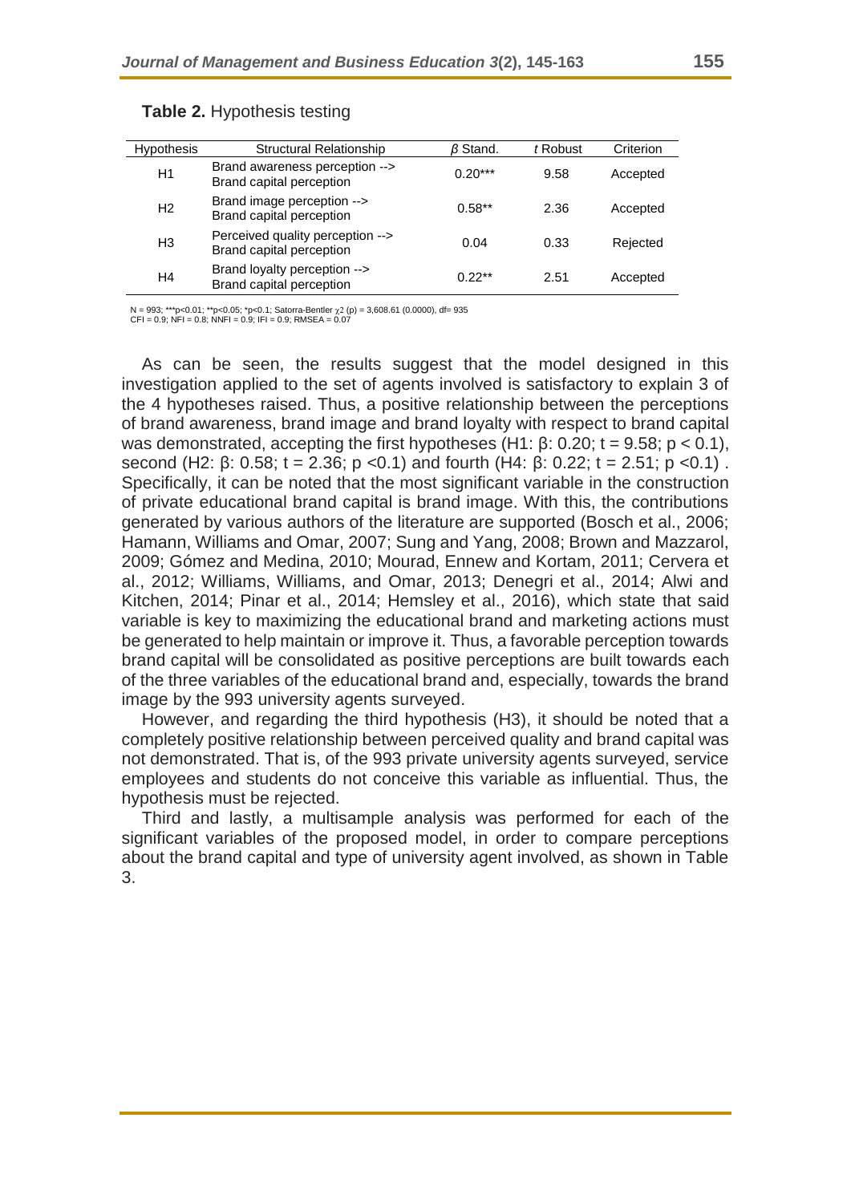**Table 2.** Hypothesis testing

| Hypothesis | Structural Relationship | *β* Stand. | *t* Robust | Criterion |
|---|---|---|---|---|
| H1 | Brand awareness perception --> Brand capital perception | 0.20*** | 9.58 | Accepted |
| H2 | Brand image perception --> Brand capital perception | 0.58** | 2.36 | Accepted |
| H3 | Perceived quality perception --> Brand capital perception | 0.04 | 0.33 | Rejected |
| H4 | Brand loyalty perception --> Brand capital perception | 0.22** | 2.51 | Accepted |

N = 993; ***p<0.01; **p<0.05; *p<0.1; Satorra-Bentler $\chi^2$ (p) = 3,608.61 (0.0000), df= 935
CFI = 0.9; NFI = 0.8; NNFI = 0.9; IFI = 0.9; RMSEA = 0.07

As can be seen, the results suggest that the model designed in this investigation applied to the set of agents involved is satisfactory to explain 3 of the 4 hypotheses raised. Thus, a positive relationship between the perceptions of brand awareness, brand image and brand loyalty with respect to brand capital was demonstrated, accepting the first hypotheses (H1: $\beta$: 0.20; $t = 9.58$; $p < 0.1$), second (H2: $\beta$: 0.58; $t = 2.36$; $p < 0.1$) and fourth (H4: $\beta$: 0.22; $t = 2.51$; $p < 0.1$) . Specifically, it can be noted that the most significant variable in the construction of private educational brand capital is brand image. With this, the contributions generated by various authors of the literature are supported (Bosch et al., 2006; Hamann, Williams and Omar, 2007; Sung and Yang, 2008; Brown and Mazzarol, 2009; Gómez and Medina, 2010; Mourad, Ennew and Kortam, 2011; Cervera et al., 2012; Williams, Williams, and Omar, 2013; Denegri et al., 2014; Alwi and Kitchen, 2014; Pinar et al., 2014; Hemsley et al., 2016), which state that said variable is key to maximizing the educational brand and marketing actions must be generated to help maintain or improve it. Thus, a favorable perception towards brand capital will be consolidated as positive perceptions are built towards each of the three variables of the educational brand and, especially, towards the brand image by the 993 university agents surveyed.

However, and regarding the third hypothesis (H3), it should be noted that a completely positive relationship between perceived quality and brand capital was not demonstrated. That is, of the 993 private university agents surveyed, service employees and students do not conceive this variable as influential. Thus, the hypothesis must be rejected.

Third and lastly, a multisample analysis was performed for each of the significant variables of the proposed model, in order to compare perceptions about the brand capital and type of university agent involved, as shown in Table 3.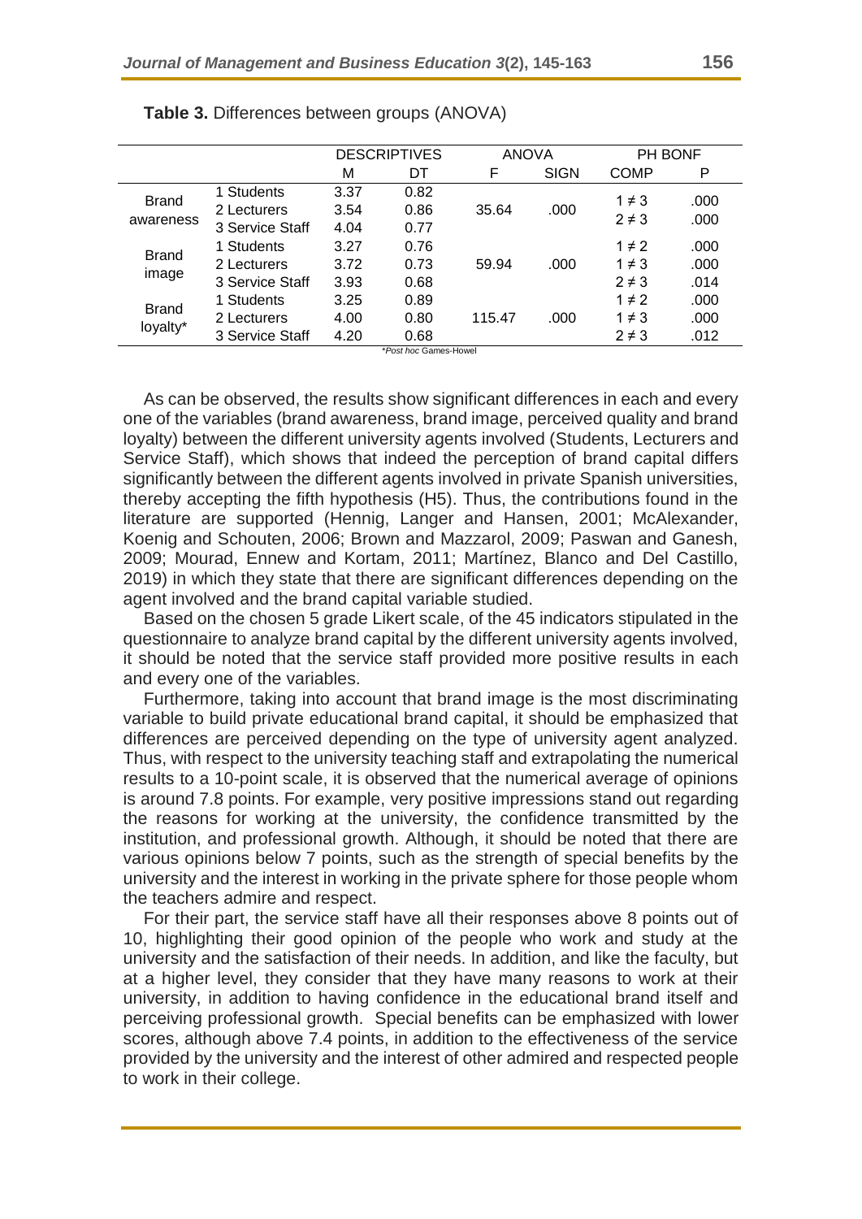**Table 3.** Differences between groups (ANOVA)

| | | DESCRIPTIVES | | ANOVA | | PH BONF | |
|---|---|---|---|---|---|---|---|
| | | M | DT | F | SIGN | COMP | P |
| Brand awareness | 1 Students | 3.37 | 0.82 | 35.64 | .000 | 1 ≠ 3 | .000 |
| | 2 Lecturers | 3.54 | 0.86 | | | 2 ≠ 3 | .000 |
| | 3 Service Staff | 4.04 | 0.77 | | | | |
| Brand image | 1 Students | 3.27 | 0.76 | 59.94 | .000 | 1 ≠ 2 | .000 |
| | 2 Lecturers | 3.72 | 0.73 | | | 1 ≠ 3 | .000 |
| | 3 Service Staff | 3.93 | 0.68 | | | 2 ≠ 3 | .014 |
| Brand loyalty* | 1 Students | 3.25 | 0.89 | 115.47 | .000 | 1 ≠ 2 | .000 |
| | 2 Lecturers | 4.00 | 0.80 | | | 1 ≠ 3 | .000 |
| | 3 Service Staff | 4.20 | 0.68 | | | 2 ≠ 3 | .012 |

*\*Post hoc* Games-Howel

As can be observed, the results show significant differences in each and every one of the variables (brand awareness, brand image, perceived quality and brand loyalty) between the different university agents involved (Students, Lecturers and Service Staff), which shows that indeed the perception of brand capital differs significantly between the different agents involved in private Spanish universities, thereby accepting the fifth hypothesis (H5). Thus, the contributions found in the literature are supported (Hennig, Langer and Hansen, 2001; McAlexander, Koenig and Schouten, 2006; Brown and Mazzarol, 2009; Paswan and Ganesh, 2009; Mourad, Ennew and Kortam, 2011; Martínez, Blanco and Del Castillo, 2019) in which they state that there are significant differences depending on the agent involved and the brand capital variable studied.

Based on the chosen 5 grade Likert scale, of the 45 indicators stipulated in the questionnaire to analyze brand capital by the different university agents involved, it should be noted that the service staff provided more positive results in each and every one of the variables.

Furthermore, taking into account that brand image is the most discriminating variable to build private educational brand capital, it should be emphasized that differences are perceived depending on the type of university agent analyzed. Thus, with respect to the university teaching staff and extrapolating the numerical results to a 10-point scale, it is observed that the numerical average of opinions is around 7.8 points. For example, very positive impressions stand out regarding the reasons for working at the university, the confidence transmitted by the institution, and professional growth. Although, it should be noted that there are various opinions below 7 points, such as the strength of special benefits by the university and the interest in working in the private sphere for those people whom the teachers admire and respect.

For their part, the service staff have all their responses above 8 points out of 10, highlighting their good opinion of the people who work and study at the university and the satisfaction of their needs. In addition, and like the faculty, but at a higher level, they consider that they have many reasons to work at their university, in addition to having confidence in the educational brand itself and perceiving professional growth. Special benefits can be emphasized with lower scores, although above 7.4 points, in addition to the effectiveness of the service provided by the university and the interest of other admired and respected people to work in their college.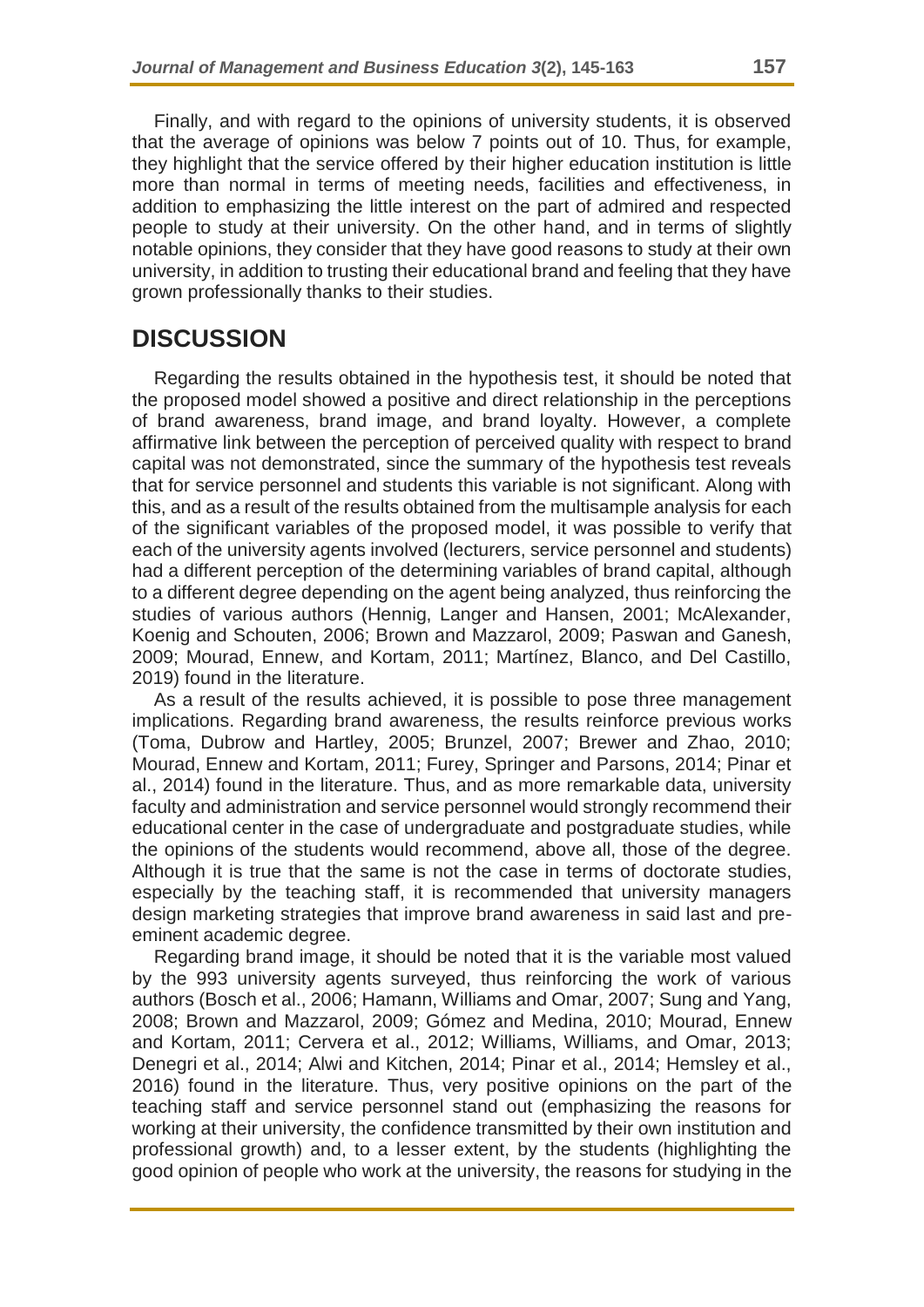Finally, and with regard to the opinions of university students, it is observed that the average of opinions was below 7 points out of 10. Thus, for example, they highlight that the service offered by their higher education institution is little more than normal in terms of meeting needs, facilities and effectiveness, in addition to emphasizing the little interest on the part of admired and respected people to study at their university. On the other hand, and in terms of slightly notable opinions, they consider that they have good reasons to study at their own university, in addition to trusting their educational brand and feeling that they have grown professionally thanks to their studies.

## DISCUSSION

Regarding the results obtained in the hypothesis test, it should be noted that the proposed model showed a positive and direct relationship in the perceptions of brand awareness, brand image, and brand loyalty. However, a complete affirmative link between the perception of perceived quality with respect to brand capital was not demonstrated, since the summary of the hypothesis test reveals that for service personnel and students this variable is not significant. Along with this, and as a result of the results obtained from the multisample analysis for each of the significant variables of the proposed model, it was possible to verify that each of the university agents involved (lecturers, service personnel and students) had a different perception of the determining variables of brand capital, although to a different degree depending on the agent being analyzed, thus reinforcing the studies of various authors (Hennig, Langer and Hansen, 2001; McAlexander, Koenig and Schouten, 2006; Brown and Mazzarol, 2009; Paswan and Ganesh, 2009; Mourad, Ennew, and Kortam, 2011; Martínez, Blanco, and Del Castillo, 2019) found in the literature.

As a result of the results achieved, it is possible to pose three management implications. Regarding brand awareness, the results reinforce previous works (Toma, Dubrow and Hartley, 2005; Brunzel, 2007; Brewer and Zhao, 2010; Mourad, Ennew and Kortam, 2011; Furey, Springer and Parsons, 2014; Pinar et al., 2014) found in the literature. Thus, and as more remarkable data, university faculty and administration and service personnel would strongly recommend their educational center in the case of undergraduate and postgraduate studies, while the opinions of the students would recommend, above all, those of the degree. Although it is true that the same is not the case in terms of doctorate studies, especially by the teaching staff, it is recommended that university managers design marketing strategies that improve brand awareness in said last and pre-eminent academic degree.

Regarding brand image, it should be noted that it is the variable most valued by the 993 university agents surveyed, thus reinforcing the work of various authors (Bosch et al., 2006; Hamann, Williams and Omar, 2007; Sung and Yang, 2008; Brown and Mazzarol, 2009; Gómez and Medina, 2010; Mourad, Ennew and Kortam, 2011; Cervera et al., 2012; Williams, Williams, and Omar, 2013; Denegri et al., 2014; Alwi and Kitchen, 2014; Pinar et al., 2014; Hemsley et al., 2016) found in the literature. Thus, very positive opinions on the part of the teaching staff and service personnel stand out (emphasizing the reasons for working at their university, the confidence transmitted by their own institution and professional growth) and, to a lesser extent, by the students (highlighting the good opinion of people who work at the university, the reasons for studying in the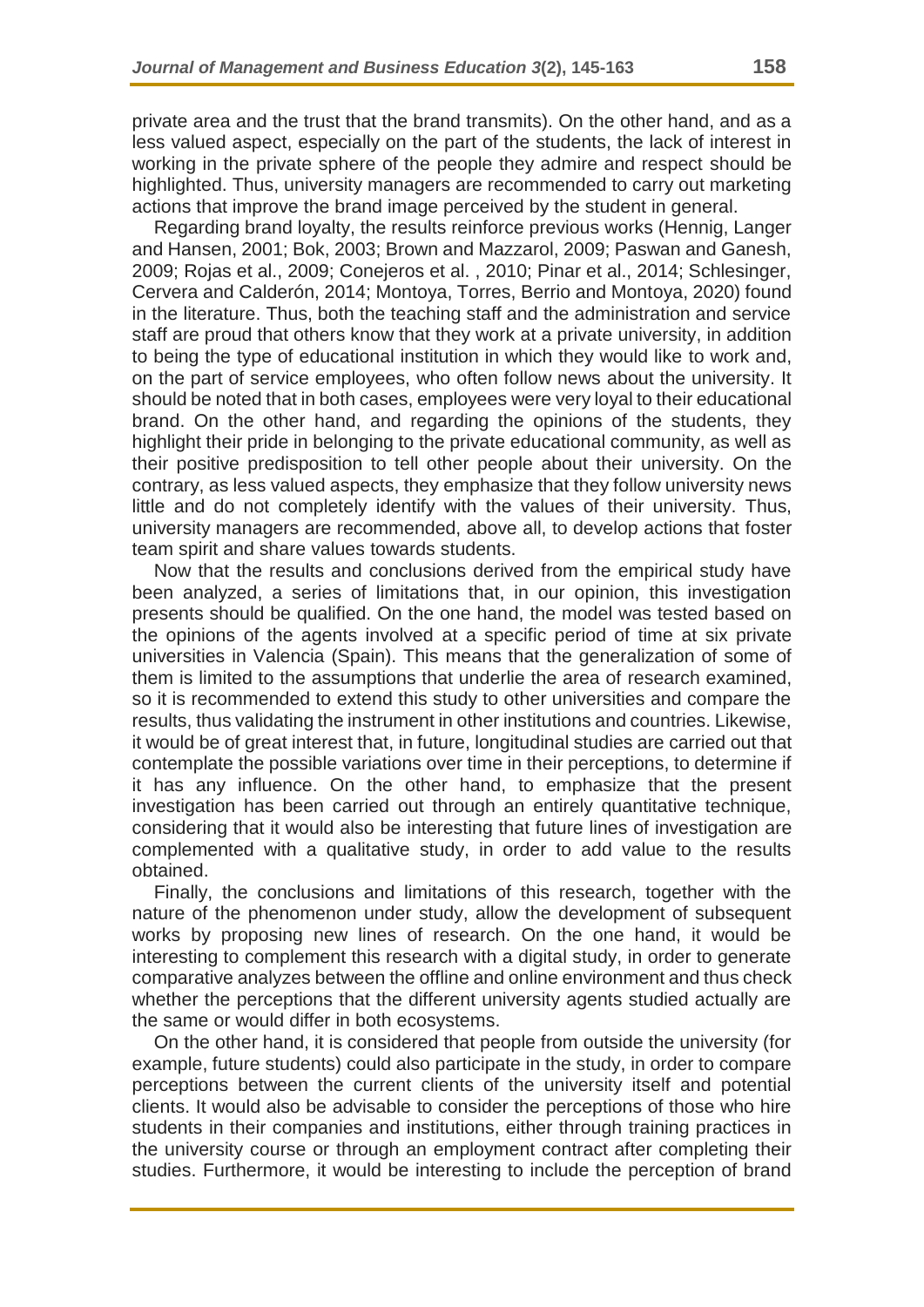private area and the trust that the brand transmits). On the other hand, and as a less valued aspect, especially on the part of the students, the lack of interest in working in the private sphere of the people they admire and respect should be highlighted. Thus, university managers are recommended to carry out marketing actions that improve the brand image perceived by the student in general.

Regarding brand loyalty, the results reinforce previous works (Hennig, Langer and Hansen, 2001; Bok, 2003; Brown and Mazzarol, 2009; Paswan and Ganesh, 2009; Rojas et al., 2009; Conejeros et al. , 2010; Pinar et al., 2014; Schlesinger, Cervera and Calderón, 2014; Montoya, Torres, Berrio and Montoya, 2020) found in the literature. Thus, both the teaching staff and the administration and service staff are proud that others know that they work at a private university, in addition to being the type of educational institution in which they would like to work and, on the part of service employees, who often follow news about the university. It should be noted that in both cases, employees were very loyal to their educational brand. On the other hand, and regarding the opinions of the students, they highlight their pride in belonging to the private educational community, as well as their positive predisposition to tell other people about their university. On the contrary, as less valued aspects, they emphasize that they follow university news little and do not completely identify with the values of their university. Thus, university managers are recommended, above all, to develop actions that foster team spirit and share values towards students.

Now that the results and conclusions derived from the empirical study have been analyzed, a series of limitations that, in our opinion, this investigation presents should be qualified. On the one hand, the model was tested based on the opinions of the agents involved at a specific period of time at six private universities in Valencia (Spain). This means that the generalization of some of them is limited to the assumptions that underlie the area of research examined, so it is recommended to extend this study to other universities and compare the results, thus validating the instrument in other institutions and countries. Likewise, it would be of great interest that, in future, longitudinal studies are carried out that contemplate the possible variations over time in their perceptions, to determine if it has any influence. On the other hand, to emphasize that the present investigation has been carried out through an entirely quantitative technique, considering that it would also be interesting that future lines of investigation are complemented with a qualitative study, in order to add value to the results obtained.

Finally, the conclusions and limitations of this research, together with the nature of the phenomenon under study, allow the development of subsequent works by proposing new lines of research. On the one hand, it would be interesting to complement this research with a digital study, in order to generate comparative analyzes between the offline and online environment and thus check whether the perceptions that the different university agents studied actually are the same or would differ in both ecosystems.

On the other hand, it is considered that people from outside the university (for example, future students) could also participate in the study, in order to compare perceptions between the current clients of the university itself and potential clients. It would also be advisable to consider the perceptions of those who hire students in their companies and institutions, either through training practices in the university course or through an employment contract after completing their studies. Furthermore, it would be interesting to include the perception of brand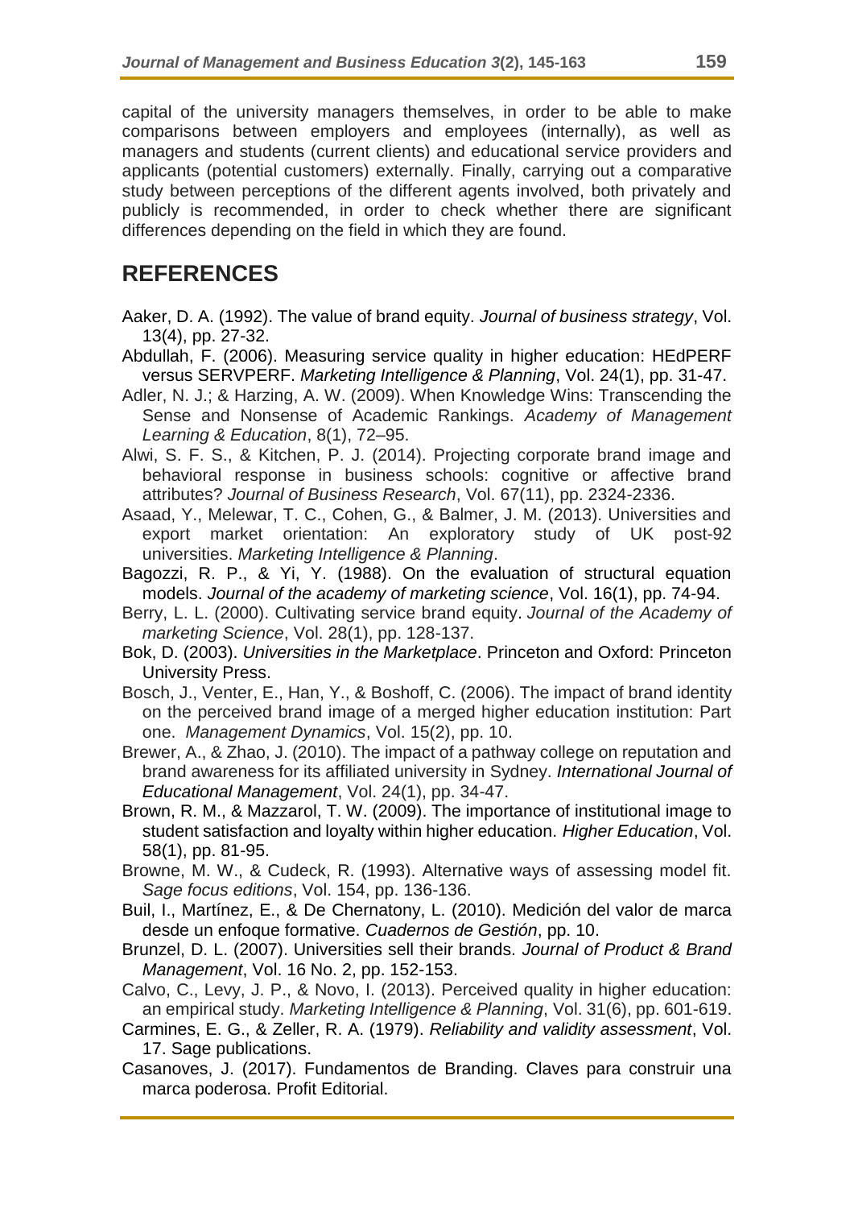capital of the university managers themselves, in order to be able to make comparisons between employers and employees (internally), as well as managers and students (current clients) and educational service providers and applicants (potential customers) externally. Finally, carrying out a comparative study between perceptions of the different agents involved, both privately and publicly is recommended, in order to check whether there are significant differences depending on the field in which they are found.

## REFERENCES

Aaker, D. A. (1992). The value of brand equity. *Journal of business strategy*, Vol. 13(4), pp. 27-32.

Abdullah, F. (2006). Measuring service quality in higher education: HEdPERF versus SERVPERF. *Marketing Intelligence & Planning*, Vol. 24(1), pp. 31-47.

Adler, N. J.; & Harzing, A. W. (2009). When Knowledge Wins: Transcending the Sense and Nonsense of Academic Rankings. *Academy of Management Learning & Education*, 8(1), 72–95.

Alwi, S. F. S., & Kitchen, P. J. (2014). Projecting corporate brand image and behavioral response in business schools: cognitive or affective brand attributes? *Journal of Business Research*, Vol. 67(11), pp. 2324-2336.

Asaad, Y., Melewar, T. C., Cohen, G., & Balmer, J. M. (2013). Universities and export market orientation: An exploratory study of UK post-92 universities. *Marketing Intelligence & Planning*.

Bagozzi, R. P., & Yi, Y. (1988). On the evaluation of structural equation models. *Journal of the academy of marketing science*, Vol. 16(1), pp. 74-94.

Berry, L. L. (2000). Cultivating service brand equity. *Journal of the Academy of marketing Science*, Vol. 28(1), pp. 128-137.

Bok, D. (2003). *Universities in the Marketplace*. Princeton and Oxford: Princeton University Press.

Bosch, J., Venter, E., Han, Y., & Boshoff, C. (2006). The impact of brand identity on the perceived brand image of a merged higher education institution: Part one. *Management Dynamics*, Vol. 15(2), pp. 10.

Brewer, A., & Zhao, J. (2010). The impact of a pathway college on reputation and brand awareness for its affiliated university in Sydney. *International Journal of Educational Management*, Vol. 24(1), pp. 34-47.

Brown, R. M., & Mazzarol, T. W. (2009). The importance of institutional image to student satisfaction and loyalty within higher education. *Higher Education*, Vol. 58(1), pp. 81-95.

Browne, M. W., & Cudeck, R. (1993). Alternative ways of assessing model fit. *Sage focus editions*, Vol. 154, pp. 136-136.

Buil, I., Martínez, E., & De Chernatony, L. (2010). Medición del valor de marca desde un enfoque formative. *Cuadernos de Gestión*, pp. 10.

Brunzel, D. L. (2007). Universities sell their brands. *Journal of Product & Brand Management*, Vol. 16 No. 2, pp. 152-153.

Calvo, C., Levy, J. P., & Novo, I. (2013). Perceived quality in higher education: an empirical study. *Marketing Intelligence & Planning*, Vol. 31(6), pp. 601-619.

Carmines, E. G., & Zeller, R. A. (1979). *Reliability and validity assessment*, Vol. 17. Sage publications.

Casanoves, J. (2017). Fundamentos de Branding. Claves para construir una marca poderosa. Profit Editorial.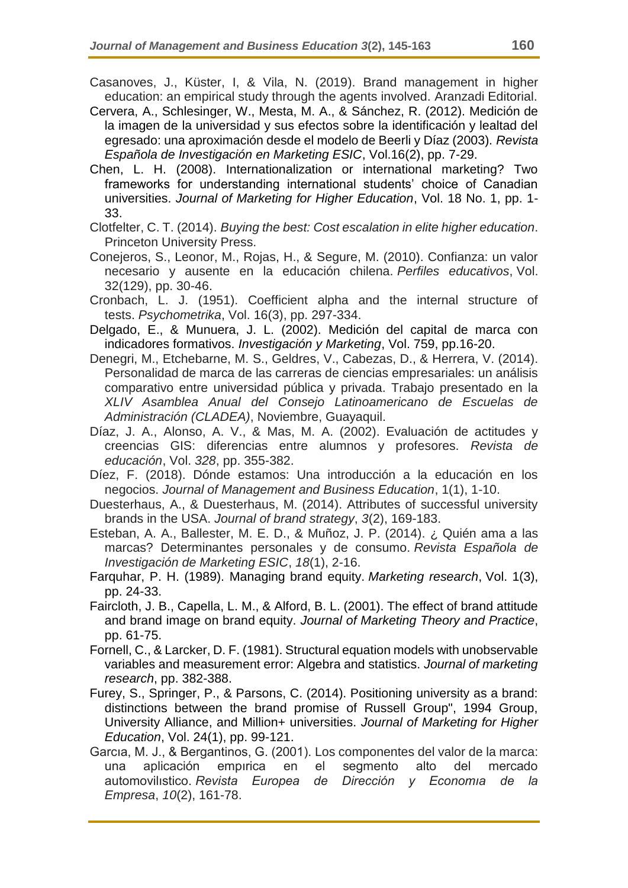Casanoves, J., Küster, I, & Vila, N. (2019). Brand management in higher education: an empirical study through the agents involved. Aranzadi Editorial.

Cervera, A., Schlesinger, W., Mesta, M. A., & Sánchez, R. (2012). Medición de la imagen de la universidad y sus efectos sobre la identificación y lealtad del egresado: una aproximación desde el modelo de Beerli y Díaz (2003). *Revista Española de Investigación en Marketing ESIC*, Vol.16(2), pp. 7-29.

Chen, L. H. (2008). Internationalization or international marketing? Two frameworks for understanding international students' choice of Canadian universities. *Journal of Marketing for Higher Education*, Vol. 18 No. 1, pp. 1-33.

Clotfelter, C. T. (2014). *Buying the best: Cost escalation in elite higher education*. Princeton University Press.

Conejeros, S., Leonor, M., Rojas, H., & Segure, M. (2010). Confianza: un valor necesario y ausente en la educación chilena. *Perfiles educativos*, Vol. 32(129), pp. 30-46.

Cronbach, L. J. (1951). Coefficient alpha and the internal structure of tests. *Psychometrika*, Vol. 16(3), pp. 297-334.

Delgado, E., & Munuera, J. L. (2002). Medición del capital de marca con indicadores formativos. *Investigación y Marketing*, Vol. 759, pp.16-20.

Denegri, M., Etchebarne, M. S., Geldres, V., Cabezas, D., & Herrera, V. (2014). Personalidad de marca de las carreras de ciencias empresariales: un análisis comparativo entre universidad pública y privada. Trabajo presentado en la *XLIV Asamblea Anual del Consejo Latinoamericano de Escuelas de Administración (CLADEA)*, Noviembre, Guayaquil.

Díaz, J. A., Alonso, A. V., & Mas, M. A. (2002). Evaluación de actitudes y creencias GIS: diferencias entre alumnos y profesores. *Revista de educación*, Vol. *328*, pp. 355-382.

Díez, F. (2018). Dónde estamos: Una introducción a la educación en los negocios. *Journal of Management and Business Education*, 1(1), 1-10.

Duesterhaus, A., & Duesterhaus, M. (2014). Attributes of successful university brands in the USA. *Journal of brand strategy*, *3*(2), 169-183.

Esteban, A. A., Ballester, M. E. D., & Muñoz, J. P. (2014). ¿ Quién ama a las marcas? Determinantes personales y de consumo. *Revista Española de Investigación de Marketing ESIC*, *18*(1), 2-16.

Farquhar, P. H. (1989). Managing brand equity. *Marketing research*, Vol. 1(3), pp. 24-33.

Faircloth, J. B., Capella, L. M., & Alford, B. L. (2001). The effect of brand attitude and brand image on brand equity. *Journal of Marketing Theory and Practice*, pp. 61-75.

Fornell, C., & Larcker, D. F. (1981). Structural equation models with unobservable variables and measurement error: Algebra and statistics. *Journal of marketing research*, pp. 382-388.

Furey, S., Springer, P., & Parsons, C. (2014). Positioning university as a brand: distinctions between the brand promise of Russell Group", 1994 Group, University Alliance, and Million+ universities. *Journal of Marketing for Higher Education*, Vol. 24(1), pp. 99-121.

Garcıa, M. J., & Bergantinos, G. (2001). Los componentes del valor de la marca: una aplicación empırica en el segmento alto del mercado automovilıstico. *Revista Europea de Dirección y Economıa de la Empresa*, *10*(2), 161-78.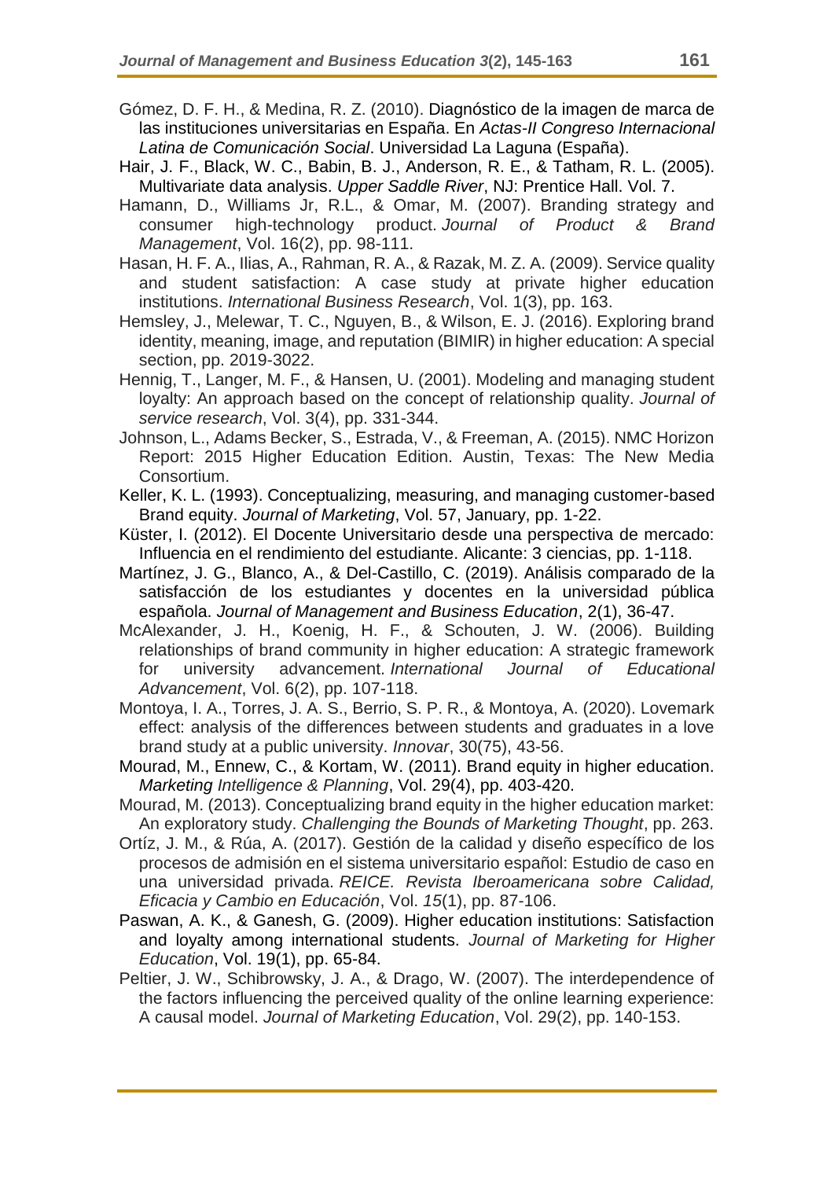Gómez, D. F. H., & Medina, R. Z. (2010). Diagnóstico de la imagen de marca de las instituciones universitarias en España. En *Actas-II Congreso Internacional Latina de Comunicación Social*. Universidad La Laguna (España).

Hair, J. F., Black, W. C., Babin, B. J., Anderson, R. E., & Tatham, R. L. (2005). Multivariate data analysis. *Upper Saddle River*, NJ: Prentice Hall. Vol. 7.

Hamann, D., Williams Jr, R.L., & Omar, M. (2007). Branding strategy and consumer high-technology product. *Journal of Product & Brand Management*, Vol. 16(2), pp. 98-111.

Hasan, H. F. A., Ilias, A., Rahman, R. A., & Razak, M. Z. A. (2009). Service quality and student satisfaction: A case study at private higher education institutions. *International Business Research*, Vol. 1(3), pp. 163.

Hemsley, J., Melewar, T. C., Nguyen, B., & Wilson, E. J. (2016). Exploring brand identity, meaning, image, and reputation (BIMIR) in higher education: A special section, pp. 2019-3022.

Hennig, T., Langer, M. F., & Hansen, U. (2001). Modeling and managing student loyalty: An approach based on the concept of relationship quality. *Journal of service research*, Vol. 3(4), pp. 331-344.

Johnson, L., Adams Becker, S., Estrada, V., & Freeman, A. (2015). NMC Horizon Report: 2015 Higher Education Edition. Austin, Texas: The New Media Consortium.

Keller, K. L. (1993). Conceptualizing, measuring, and managing customer-based Brand equity. *Journal of Marketing*, Vol. 57, January, pp. 1-22.

Küster, I. (2012). El Docente Universitario desde una perspectiva de mercado: Influencia en el rendimiento del estudiante. Alicante: 3 ciencias, pp. 1-118.

Martínez, J. G., Blanco, A., & Del-Castillo, C. (2019). Análisis comparado de la satisfacción de los estudiantes y docentes en la universidad pública española. *Journal of Management and Business Education*, 2(1), 36-47.

McAlexander, J. H., Koenig, H. F., & Schouten, J. W. (2006). Building relationships of brand community in higher education: A strategic framework for university advancement. *International Journal of Educational Advancement*, Vol. 6(2), pp. 107-118.

Montoya, I. A., Torres, J. A. S., Berrio, S. P. R., & Montoya, A. (2020). Lovemark effect: analysis of the differences between students and graduates in a love brand study at a public university. *Innovar*, 30(75), 43-56.

Mourad, M., Ennew, C., & Kortam, W. (2011). Brand equity in higher education. *Marketing Intelligence & Planning*, Vol. 29(4), pp. 403-420.

Mourad, M. (2013). Conceptualizing brand equity in the higher education market: An exploratory study. *Challenging the Bounds of Marketing Thought*, pp. 263.

Ortíz, J. M., & Rúa, A. (2017). Gestión de la calidad y diseño específico de los procesos de admisión en el sistema universitario español: Estudio de caso en una universidad privada. *REICE. Revista Iberoamericana sobre Calidad, Eficacia y Cambio en Educación*, Vol. *15*(1), pp. 87-106.

Paswan, A. K., & Ganesh, G. (2009). Higher education institutions: Satisfaction and loyalty among international students. *Journal of Marketing for Higher Education*, Vol. 19(1), pp. 65-84.

Peltier, J. W., Schibrowsky, J. A., & Drago, W. (2007). The interdependence of the factors influencing the perceived quality of the online learning experience: A causal model. *Journal of Marketing Education*, Vol. 29(2), pp. 140-153.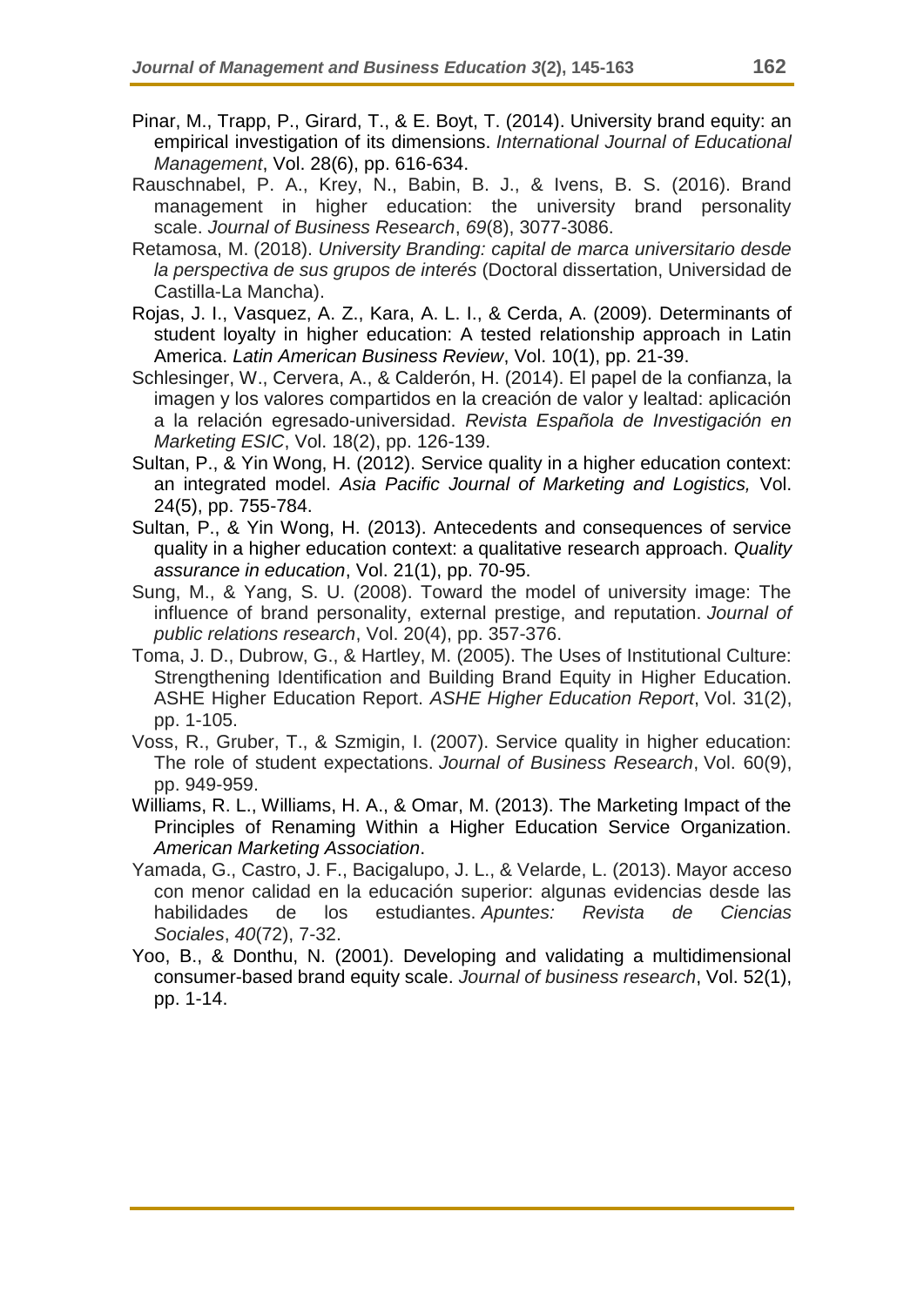Pinar, M., Trapp, P., Girard, T., & E. Boyt, T. (2014). University brand equity: an empirical investigation of its dimensions. *International Journal of Educational Management*, Vol. 28(6), pp. 616-634.

Rauschnabel, P. A., Krey, N., Babin, B. J., & Ivens, B. S. (2016). Brand management in higher education: the university brand personality scale. *Journal of Business Research*, *69*(8), 3077-3086.

Retamosa, M. (2018). *University Branding: capital de marca universitario desde la perspectiva de sus grupos de interés* (Doctoral dissertation, Universidad de Castilla-La Mancha).

Rojas, J. I., Vasquez, A. Z., Kara, A. L. I., & Cerda, A. (2009). Determinants of student loyalty in higher education: A tested relationship approach in Latin America. *Latin American Business Review*, Vol. 10(1), pp. 21-39.

Schlesinger, W., Cervera, A., & Calderón, H. (2014). El papel de la confianza, la imagen y los valores compartidos en la creación de valor y lealtad: aplicación a la relación egresado-universidad. *Revista Española de Investigación en Marketing ESIC*, Vol. 18(2), pp. 126-139.

Sultan, P., & Yin Wong, H. (2012). Service quality in a higher education context: an integrated model. *Asia Pacific Journal of Marketing and Logistics,* Vol. 24(5), pp. 755-784.

Sultan, P., & Yin Wong, H. (2013). Antecedents and consequences of service quality in a higher education context: a qualitative research approach. *Quality assurance in education*, Vol. 21(1), pp. 70-95.

Sung, M., & Yang, S. U. (2008). Toward the model of university image: The influence of brand personality, external prestige, and reputation. *Journal of public relations research*, Vol. 20(4), pp. 357-376.

Toma, J. D., Dubrow, G., & Hartley, M. (2005). The Uses of Institutional Culture: Strengthening Identification and Building Brand Equity in Higher Education. ASHE Higher Education Report. *ASHE Higher Education Report*, Vol. 31(2), pp. 1-105.

Voss, R., Gruber, T., & Szmigin, I. (2007). Service quality in higher education: The role of student expectations. *Journal of Business Research*, Vol. 60(9), pp. 949-959.

Williams, R. L., Williams, H. A., & Omar, M. (2013). The Marketing Impact of the Principles of Renaming Within a Higher Education Service Organization. *American Marketing Association*.

Yamada, G., Castro, J. F., Bacigalupo, J. L., & Velarde, L. (2013). Mayor acceso con menor calidad en la educación superior: algunas evidencias desde las habilidades de los estudiantes. *Apuntes: Revista de Ciencias Sociales*, *40*(72), 7-32.

Yoo, B., & Donthu, N. (2001). Developing and validating a multidimensional consumer-based brand equity scale. *Journal of business research*, Vol. 52(1), pp. 1-14.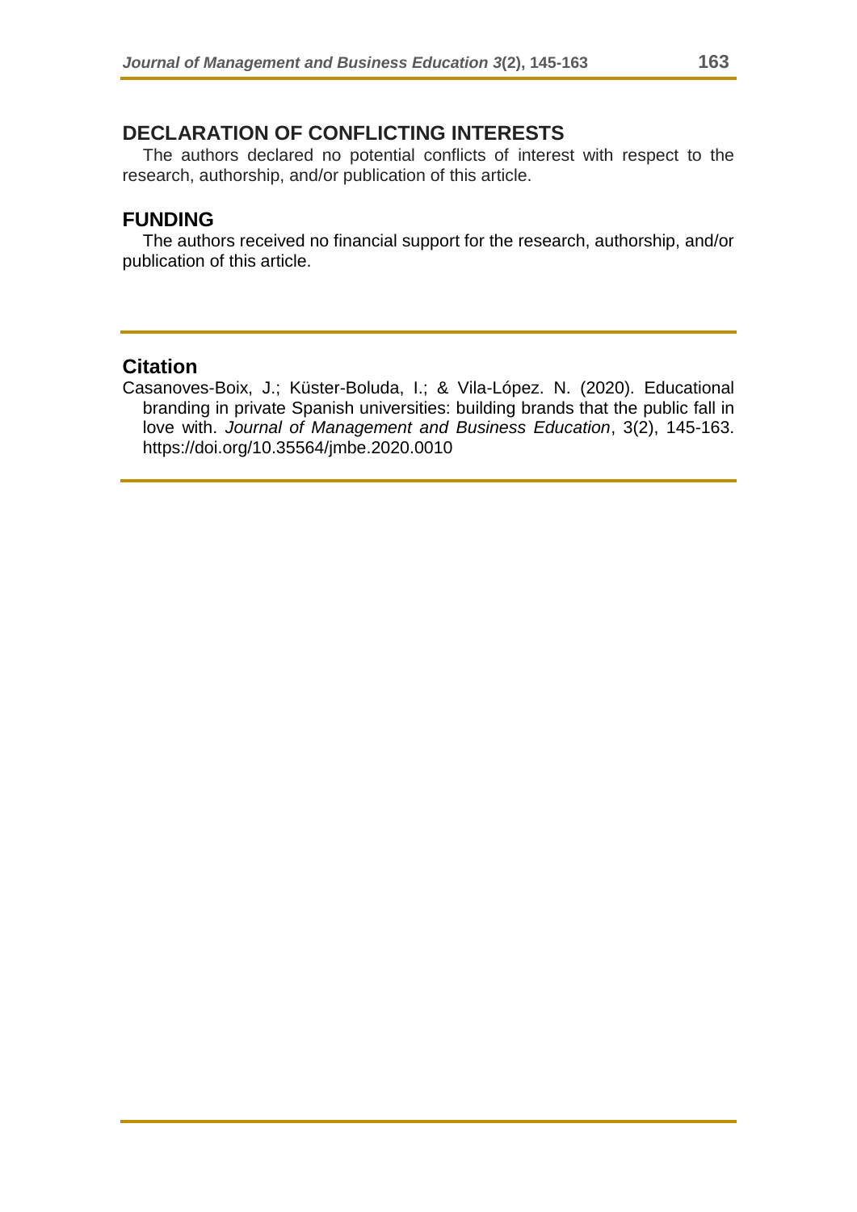## DECLARATION OF CONFLICTING INTERESTS

The authors declared no potential conflicts of interest with respect to the research, authorship, and/or publication of this article.

## FUNDING

The authors received no financial support for the research, authorship, and/or publication of this article.

## Citation

Casanoves-Boix, J.; Küster-Boluda, I.; & Vila-López. N. (2020). Educational branding in private Spanish universities: building brands that the public fall in love with. *Journal of Management and Business Education*, 3(2), 145-163. https://doi.org/10.35564/jmbe.2020.0010